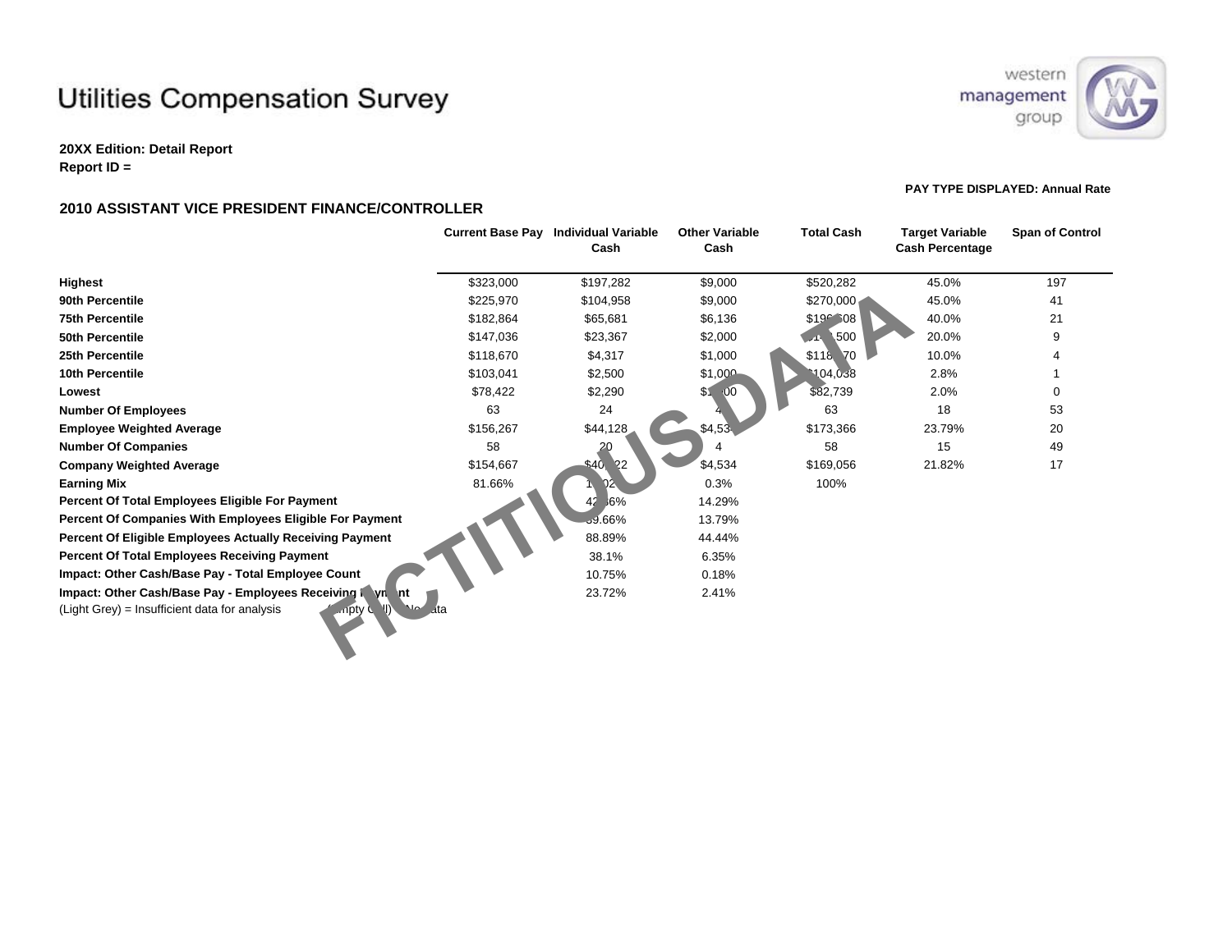# Utilities Compensation Survey

**20XX Edition: Detail Report**
**Report ID =**

**PAY TYPE DISPLAYED: Annual Rate**

## 2010 ASSISTANT VICE PRESIDENT FINANCE/CONTROLLER

| | Current Base Pay | Individual Variable Cash | Other Variable Cash | Total Cash | Target Variable Cash Percentage | Span of Control |
|---|---|---|---|---|---|---|
| **Highest** | $323,000 | $197,282 | $9,000 | $520,282 | 45.0% | 197 |
| **90th Percentile** | $225,970 | $104,958 | $9,000 | $270,000 | 45.0% | 41 |
| **75th Percentile** | $182,864 | $65,681 | $6,136 | $19_,_08 | 40.0% | 21 |
| **50th Percentile** | $147,036 | $23,367 | $2,000 | $1__,500 | 20.0% | 9 |
| **25th Percentile** | $118,670 | $4,317 | $1,000 | $118,_70 | 10.0% | 4 |
| **10th Percentile** | $103,041 | $2,500 | $1,000 | $104,038 | 2.8% | 1 |
| **Lowest** | $78,422 | $2,290 | $1,_00 | $82,739 | 2.0% | 0 |
| **Number Of Employees** | 63 | 24 | 4 | 63 | 18 | 53 |
| **Employee Weighted Average** | $156,267 | $44,128 | $4,534 | $173,366 | 23.79% | 20 |
| **Number Of Companies** | 58 | 20 | 4 | 58 | 15 | 49 |
| **Company Weighted Average** | $154,667 | $40,_22 | $4,534 | $169,056 | 21.82% | 17 |
| **Earning Mix** | 81.66% | 1_.02_ | 0.3% | 100% | | |
| **Percent Of Total Employees Eligible For Payment** | | 42._6% | 14.29% | | | |
| **Percent Of Companies With Employees Eligible For Payment** | | _9.66% | 13.79% | | | |
| **Percent Of Eligible Employees Actually Receiving Payment** | | 88.89% | 44.44% | | | |
| **Percent Of Total Employees Receiving Payment** | | 38.1% | 6.35% | | | |
| **Impact: Other Cash/Base Pay - Total Employee Count** | | 10.75% | 0.18% | | | |
| **Impact: Other Cash/Base Pay - Employees Receiving Payment** | | 23.72% | 2.41% | | | |

(Light Grey) = Insufficient data for analysis (Empty Cell) = No data

FICTITIOUS DATA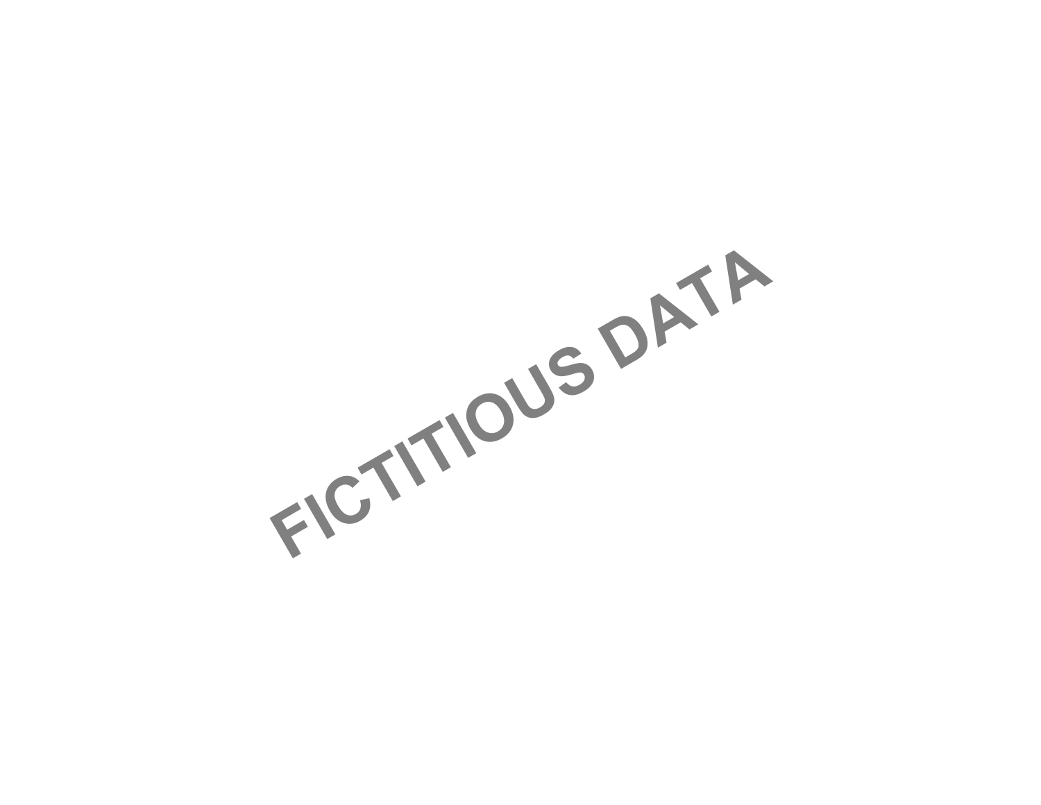FICTITIOUS DATA